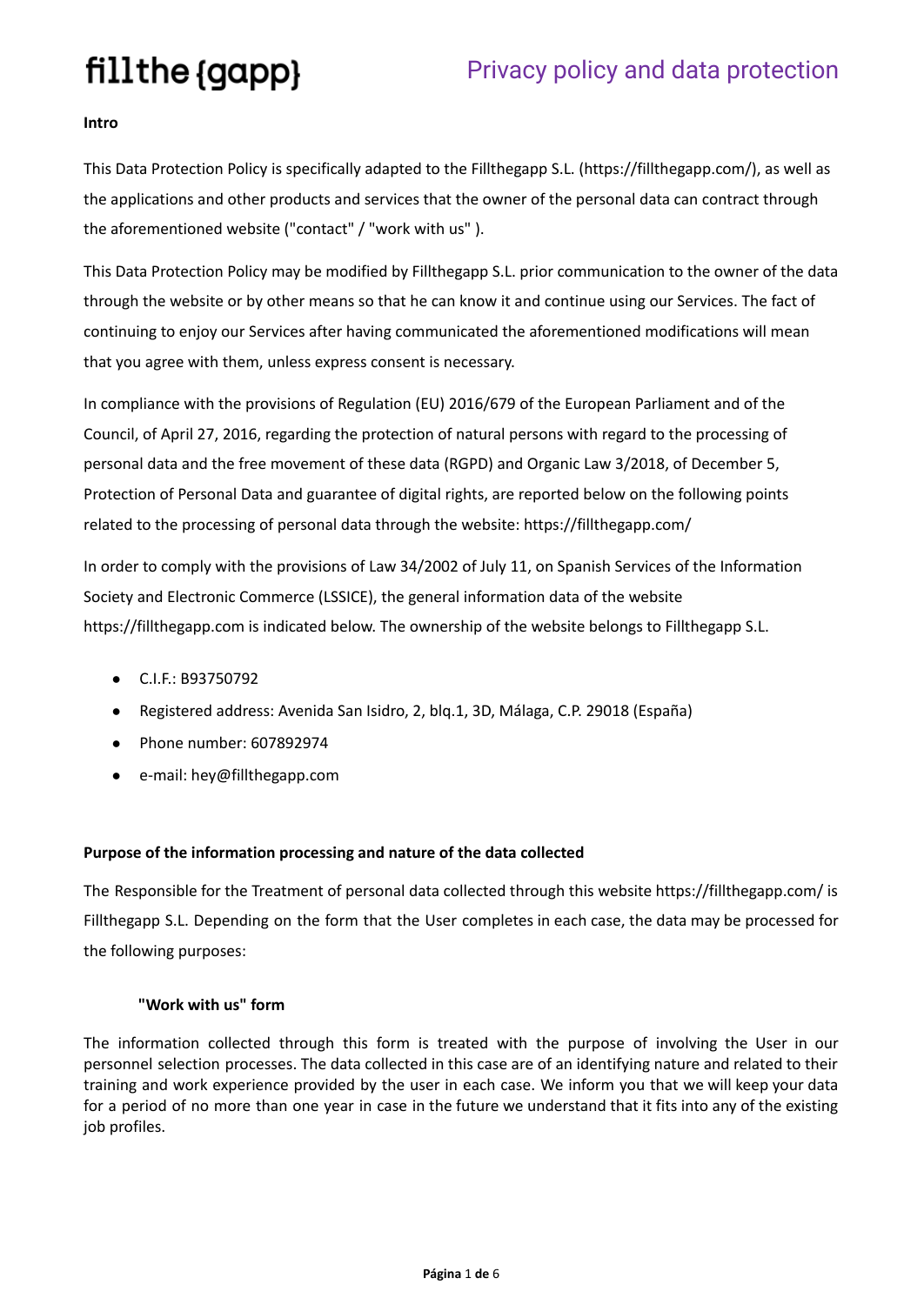# fillthe {gapp}

## Privacy policy and data protection

**Intro**

This Data Protection Policy is specifically adapted to the Fillthegapp S.L. (https://fillthegapp.com/), as well as the applications and other products and services that the owner of the personal data can contract through the aforementioned website ("contact" / "work with us" ).

This Data Protection Policy may be modified by Fillthegapp S.L. prior communication to the owner of the data through the website or by other means so that he can know it and continue using our Services. The fact of continuing to enjoy our Services after having communicated the aforementioned modifications will mean that you agree with them, unless express consent is necessary.

In compliance with the provisions of Regulation (EU) 2016/679 of the European Parliament and of the Council, of April 27, 2016, regarding the protection of natural persons with regard to the processing of personal data and the free movement of these data (RGPD) and Organic Law 3/2018, of December 5, Protection of Personal Data and guarantee of digital rights, are reported below on the following points related to the processing of personal data through the website: https://fillthegapp.com/

In order to comply with the provisions of Law 34/2002 of July 11, on Spanish Services of the Information Society and Electronic Commerce (LSSICE), the general information data of the website https://fillthegapp.com is indicated below. The ownership of the website belongs to Fillthegapp S.L.

- C.I.F.: B93750792
- Registered address: Avenida San Isidro, 2, blq.1, 3D, Málaga, C.P. 29018 (España)
- Phone number: 607892974
- e-mail: hey@fillthegapp.com

**Purpose of the information processing and nature of the data collected**

The Responsible for the Treatment of personal data collected through this website https://fillthegapp.com/ is Fillthegapp S.L. Depending on the form that the User completes in each case, the data may be processed for the following purposes:

**"Work with us" form**

The information collected through this form is treated with the purpose of involving the User in our personnel selection processes. The data collected in this case are of an identifying nature and related to their training and work experience provided by the user in each case. We inform you that we will keep your data for a period of no more than one year in case in the future we understand that it fits into any of the existing job profiles.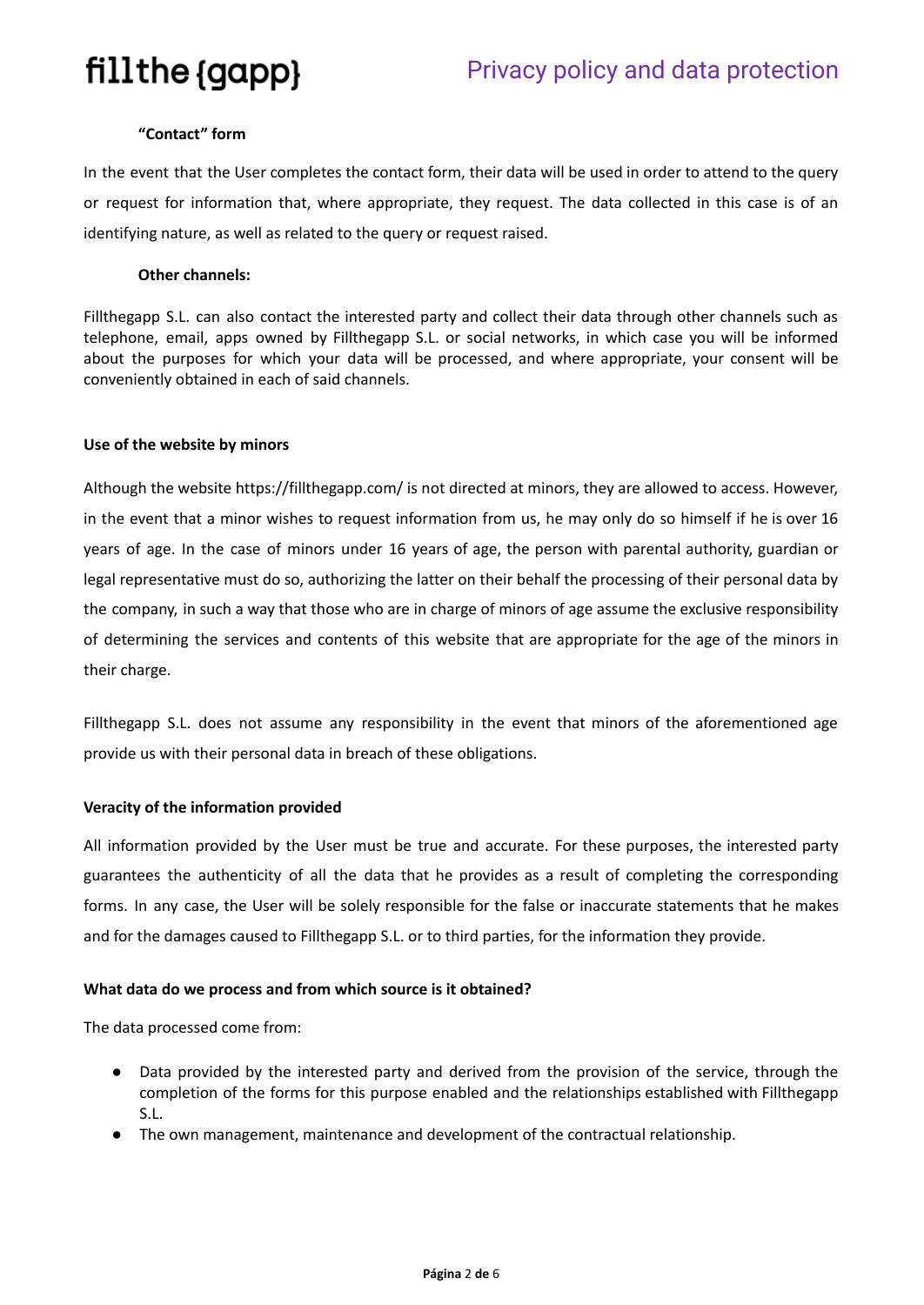**"Contact" form**

In the event that the User completes the contact form, their data will be used in order to attend to the query or request for information that, where appropriate, they request. The data collected in this case is of an identifying nature, as well as related to the query or request raised.

**Other channels:**

Fillthegapp S.L. can also contact the interested party and collect their data through other channels such as telephone, email, apps owned by Fillthegapp S.L. or social networks, in which case you will be informed about the purposes for which your data will be processed, and where appropriate, your consent will be conveniently obtained in each of said channels.

**Use of the website by minors**

Although the website https://fillthegapp.com/ is not directed at minors, they are allowed to access. However, in the event that a minor wishes to request information from us, he may only do so himself if he is over 16 years of age. In the case of minors under 16 years of age, the person with parental authority, guardian or legal representative must do so, authorizing the latter on their behalf the processing of their personal data by the company, in such a way that those who are in charge of minors of age assume the exclusive responsibility of determining the services and contents of this website that are appropriate for the age of the minors in their charge.

Fillthegapp S.L. does not assume any responsibility in the event that minors of the aforementioned age provide us with their personal data in breach of these obligations.

**Veracity of the information provided**

All information provided by the User must be true and accurate. For these purposes, the interested party guarantees the authenticity of all the data that he provides as a result of completing the corresponding forms. In any case, the User will be solely responsible for the false or inaccurate statements that he makes and for the damages caused to Fillthegapp S.L. or to third parties, for the information they provide.

**What data do we process and from which source is it obtained?**

The data processed come from:

- Data provided by the interested party and derived from the provision of the service, through the completion of the forms for this purpose enabled and the relationships established with Fillthegapp S.L.
- The own management, maintenance and development of the contractual relationship.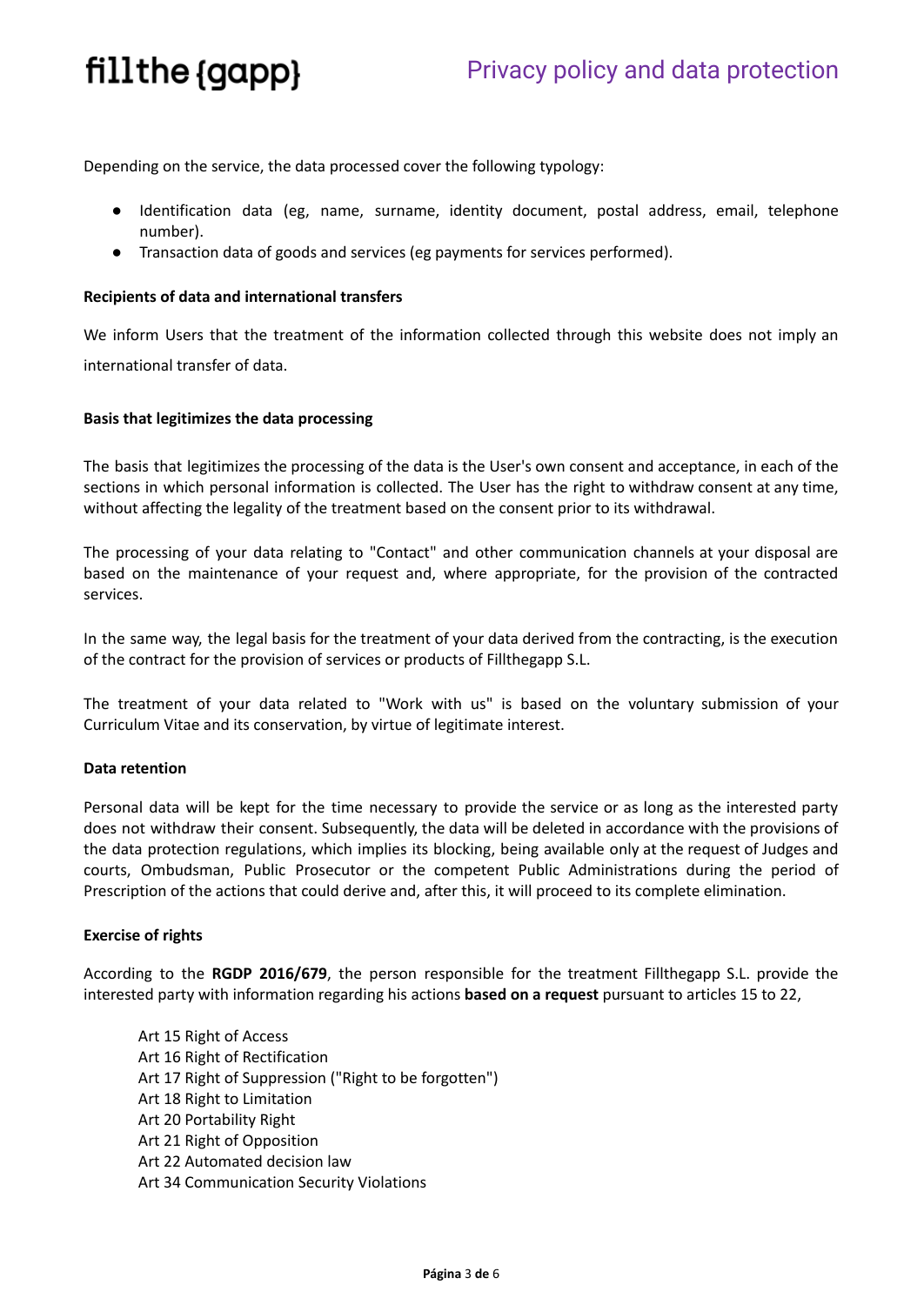Depending on the service, the data processed cover the following typology:

- Identification data (eg, name, surname, identity document, postal address, email, telephone number).
- Transaction data of goods and services (eg payments for services performed).

**Recipients of data and international transfers**

We inform Users that the treatment of the information collected through this website does not imply an international transfer of data.

**Basis that legitimizes the data processing**

The basis that legitimizes the processing of the data is the User's own consent and acceptance, in each of the sections in which personal information is collected. The User has the right to withdraw consent at any time, without affecting the legality of the treatment based on the consent prior to its withdrawal.

The processing of your data relating to "Contact" and other communication channels at your disposal are based on the maintenance of your request and, where appropriate, for the provision of the contracted services.

In the same way, the legal basis for the treatment of your data derived from the contracting, is the execution of the contract for the provision of services or products of Fillthegapp S.L.

The treatment of your data related to "Work with us" is based on the voluntary submission of your Curriculum Vitae and its conservation, by virtue of legitimate interest.

**Data retention**

Personal data will be kept for the time necessary to provide the service or as long as the interested party does not withdraw their consent. Subsequently, the data will be deleted in accordance with the provisions of the data protection regulations, which implies its blocking, being available only at the request of Judges and courts, Ombudsman, Public Prosecutor or the competent Public Administrations during the period of Prescription of the actions that could derive and, after this, it will proceed to its complete elimination.

**Exercise of rights**

According to the **RGDP 2016/679**, the person responsible for the treatment Fillthegapp S.L. provide the interested party with information regarding his actions **based on a request** pursuant to articles 15 to 22,

Art 15 Right of Access
Art 16 Right of Rectification
Art 17 Right of Suppression ("Right to be forgotten")
Art 18 Right to Limitation
Art 20 Portability Right
Art 21 Right of Opposition
Art 22 Automated decision law
Art 34 Communication Security Violations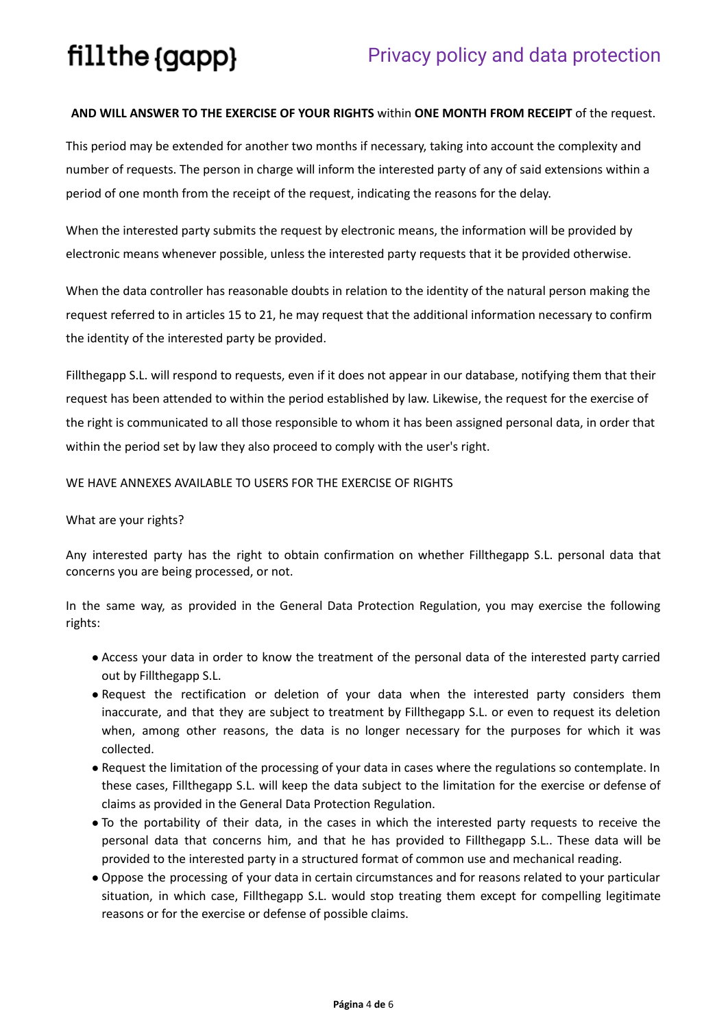**AND WILL ANSWER TO THE EXERCISE OF YOUR RIGHTS** within **ONE MONTH FROM RECEIPT** of the request.

This period may be extended for another two months if necessary, taking into account the complexity and number of requests. The person in charge will inform the interested party of any of said extensions within a period of one month from the receipt of the request, indicating the reasons for the delay.

When the interested party submits the request by electronic means, the information will be provided by electronic means whenever possible, unless the interested party requests that it be provided otherwise.

When the data controller has reasonable doubts in relation to the identity of the natural person making the request referred to in articles 15 to 21, he may request that the additional information necessary to confirm the identity of the interested party be provided.

Fillthegapp S.L. will respond to requests, even if it does not appear in our database, notifying them that their request has been attended to within the period established by law. Likewise, the request for the exercise of the right is communicated to all those responsible to whom it has been assigned personal data, in order that within the period set by law they also proceed to comply with the user's right.

WE HAVE ANNEXES AVAILABLE TO USERS FOR THE EXERCISE OF RIGHTS

What are your rights?

Any interested party has the right to obtain confirmation on whether Fillthegapp S.L. personal data that concerns you are being processed, or not.

In the same way, as provided in the General Data Protection Regulation, you may exercise the following rights:

- Access your data in order to know the treatment of the personal data of the interested party carried out by Fillthegapp S.L.
- Request the rectification or deletion of your data when the interested party considers them inaccurate, and that they are subject to treatment by Fillthegapp S.L. or even to request its deletion when, among other reasons, the data is no longer necessary for the purposes for which it was collected.
- Request the limitation of the processing of your data in cases where the regulations so contemplate. In these cases, Fillthegapp S.L. will keep the data subject to the limitation for the exercise or defense of claims as provided in the General Data Protection Regulation.
- To the portability of their data, in the cases in which the interested party requests to receive the personal data that concerns him, and that he has provided to Fillthegapp S.L.. These data will be provided to the interested party in a structured format of common use and mechanical reading.
- Oppose the processing of your data in certain circumstances and for reasons related to your particular situation, in which case, Fillthegapp S.L. would stop treating them except for compelling legitimate reasons or for the exercise or defense of possible claims.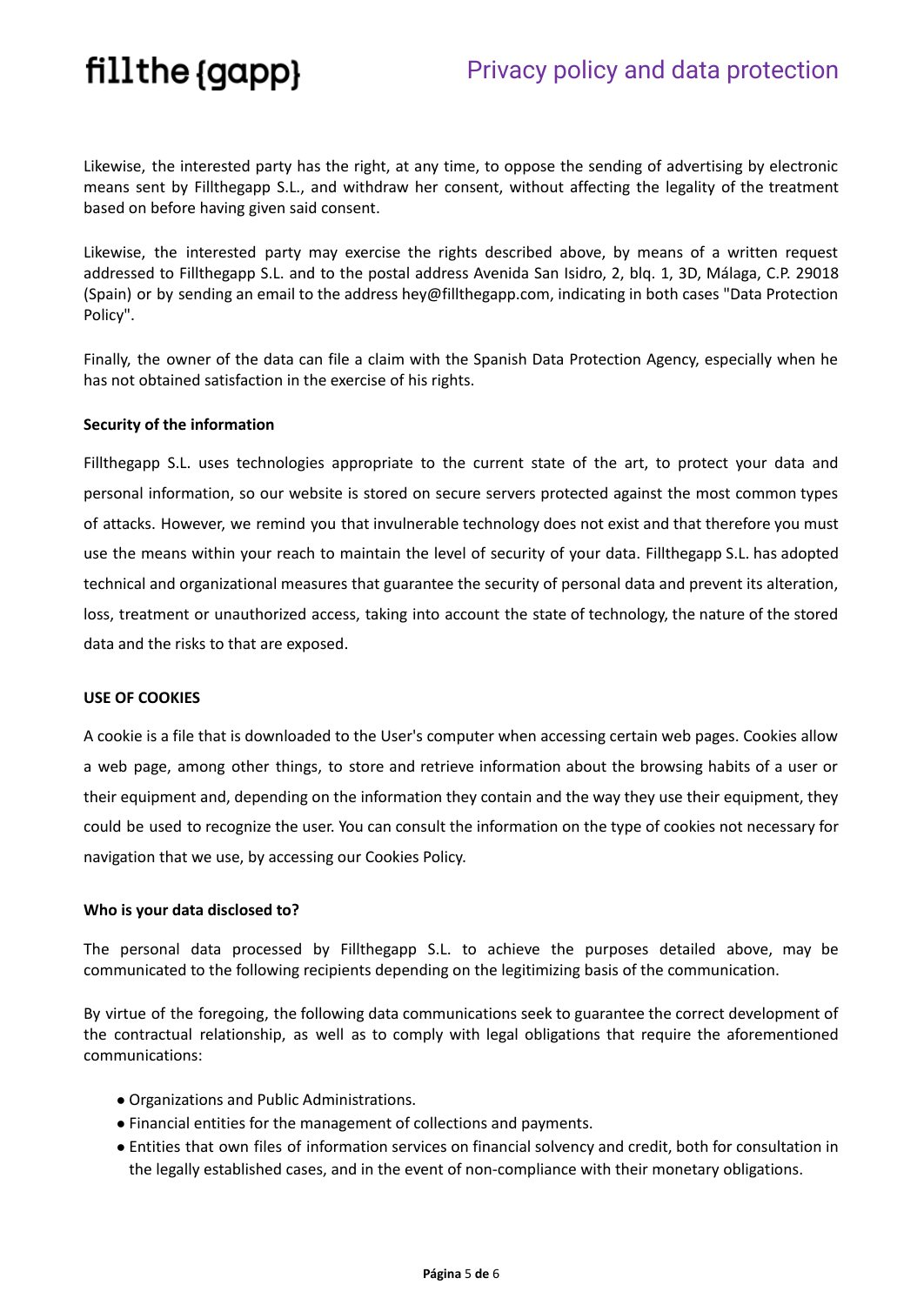Likewise, the interested party has the right, at any time, to oppose the sending of advertising by electronic means sent by Fillthegapp S.L., and withdraw her consent, without affecting the legality of the treatment based on before having given said consent.

Likewise, the interested party may exercise the rights described above, by means of a written request addressed to Fillthegapp S.L. and to the postal address Avenida San Isidro, 2, blq. 1, 3D, Málaga, C.P. 29018 (Spain) or by sending an email to the address hey@fillthegapp.com, indicating in both cases "Data Protection Policy".

Finally, the owner of the data can file a claim with the Spanish Data Protection Agency, especially when he has not obtained satisfaction in the exercise of his rights.

**Security of the information**

Fillthegapp S.L. uses technologies appropriate to the current state of the art, to protect your data and personal information, so our website is stored on secure servers protected against the most common types of attacks. However, we remind you that invulnerable technology does not exist and that therefore you must use the means within your reach to maintain the level of security of your data. Fillthegapp S.L. has adopted technical and organizational measures that guarantee the security of personal data and prevent its alteration, loss, treatment or unauthorized access, taking into account the state of technology, the nature of the stored data and the risks to that are exposed.

**USE OF COOKIES**

A cookie is a file that is downloaded to the User's computer when accessing certain web pages. Cookies allow a web page, among other things, to store and retrieve information about the browsing habits of a user or their equipment and, depending on the information they contain and the way they use their equipment, they could be used to recognize the user. You can consult the information on the type of cookies not necessary for navigation that we use, by accessing our Cookies Policy.

**Who is your data disclosed to?**

The personal data processed by Fillthegapp S.L. to achieve the purposes detailed above, may be communicated to the following recipients depending on the legitimizing basis of the communication.

By virtue of the foregoing, the following data communications seek to guarantee the correct development of the contractual relationship, as well as to comply with legal obligations that require the aforementioned communications:

- Organizations and Public Administrations.
- Financial entities for the management of collections and payments.
- Entities that own files of information services on financial solvency and credit, both for consultation in the legally established cases, and in the event of non-compliance with their monetary obligations.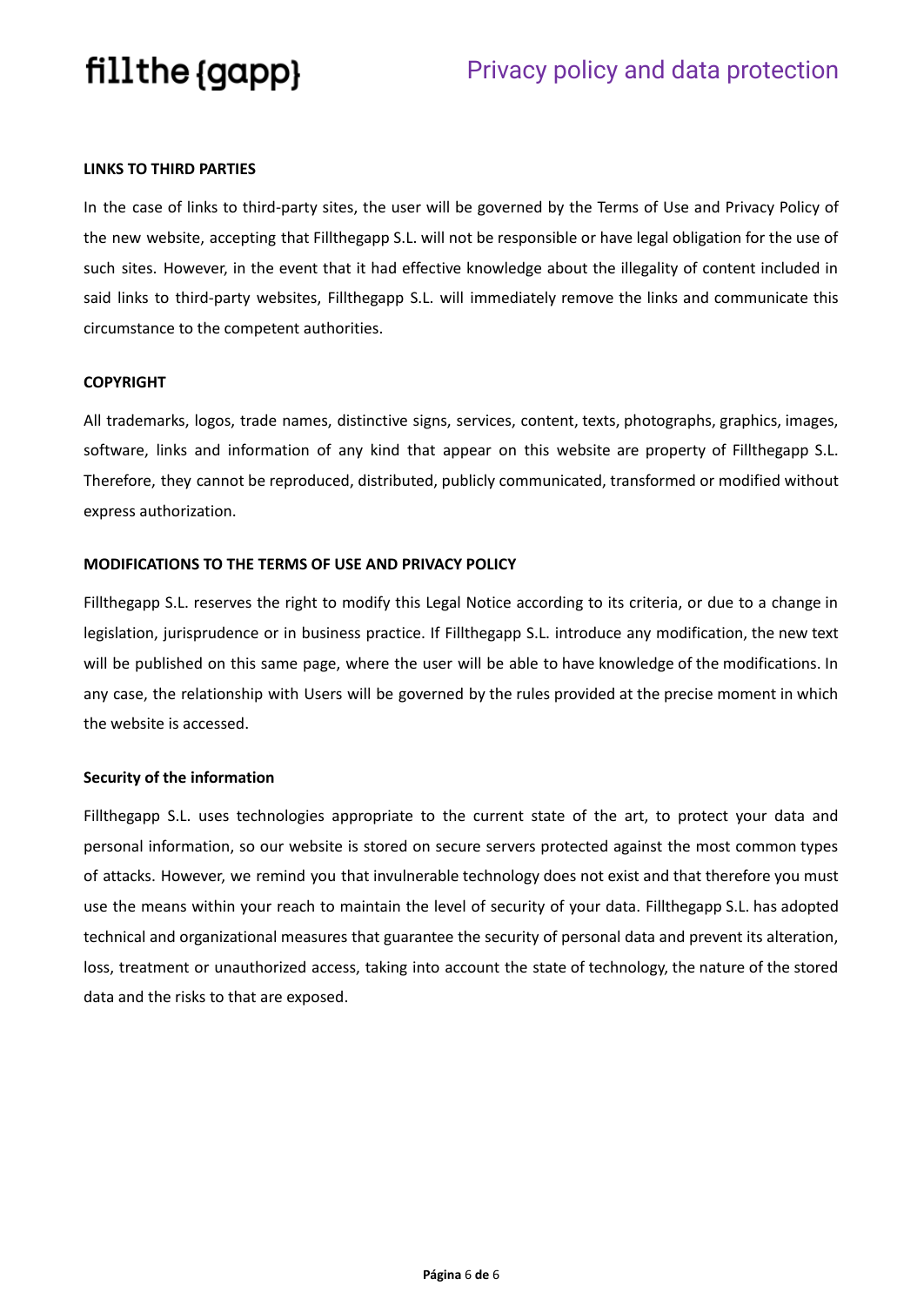#### LINKS TO THIRD PARTIES

In the case of links to third-party sites, the user will be governed by the Terms of Use and Privacy Policy of the new website, accepting that Fillthegapp S.L. will not be responsible or have legal obligation for the use of such sites. However, in the event that it had effective knowledge about the illegality of content included in said links to third-party websites, Fillthegapp S.L. will immediately remove the links and communicate this circumstance to the competent authorities.

#### COPYRIGHT

All trademarks, logos, trade names, distinctive signs, services, content, texts, photographs, graphics, images, software, links and information of any kind that appear on this website are property of Fillthegapp S.L. Therefore, they cannot be reproduced, distributed, publicly communicated, transformed or modified without express authorization.

#### MODIFICATIONS TO THE TERMS OF USE AND PRIVACY POLICY

Fillthegapp S.L. reserves the right to modify this Legal Notice according to its criteria, or due to a change in legislation, jurisprudence or in business practice. If Fillthegapp S.L. introduce any modification, the new text will be published on this same page, where the user will be able to have knowledge of the modifications. In any case, the relationship with Users will be governed by the rules provided at the precise moment in which the website is accessed.

#### Security of the information

Fillthegapp S.L. uses technologies appropriate to the current state of the art, to protect your data and personal information, so our website is stored on secure servers protected against the most common types of attacks. However, we remind you that invulnerable technology does not exist and that therefore you must use the means within your reach to maintain the level of security of your data. Fillthegapp S.L. has adopted technical and organizational measures that guarantee the security of personal data and prevent its alteration, loss, treatment or unauthorized access, taking into account the state of technology, the nature of the stored data and the risks to that are exposed.